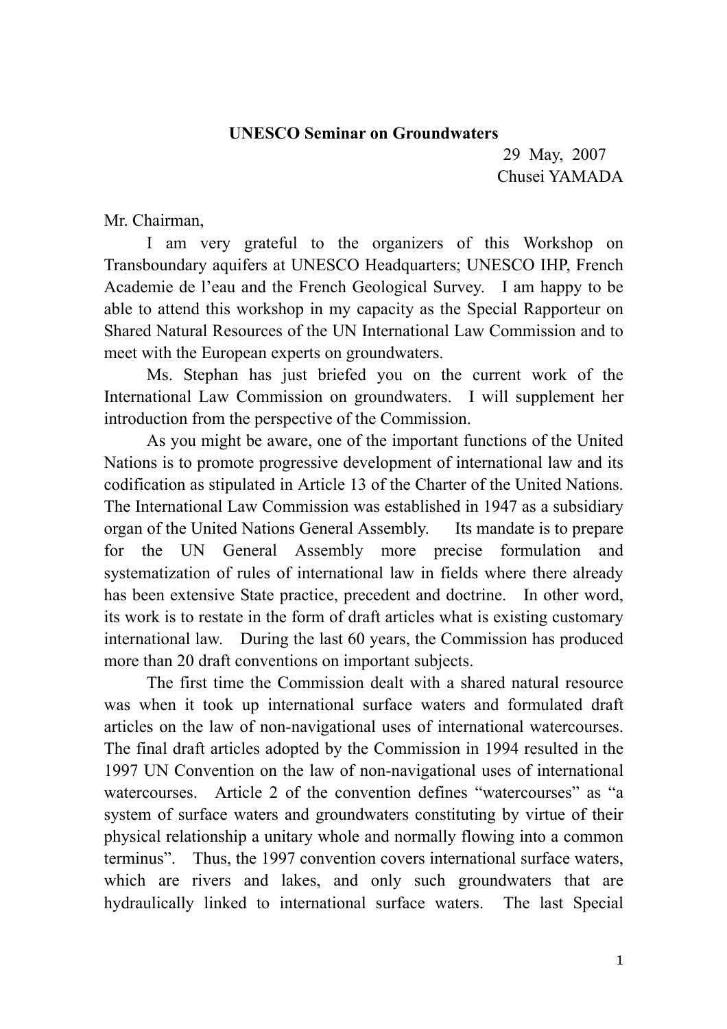**UNESCO Seminar on Groundwaters**

29 May, 2007
Chusei YAMADA

Mr. Chairman,

I am very grateful to the organizers of this Workshop on Transboundary aquifers at UNESCO Headquarters; UNESCO IHP, French Academie de l'eau and the French Geological Survey. I am happy to be able to attend this workshop in my capacity as the Special Rapporteur on Shared Natural Resources of the UN International Law Commission and to meet with the European experts on groundwaters.

Ms. Stephan has just briefed you on the current work of the International Law Commission on groundwaters. I will supplement her introduction from the perspective of the Commission.

As you might be aware, one of the important functions of the United Nations is to promote progressive development of international law and its codification as stipulated in Article 13 of the Charter of the United Nations. The International Law Commission was established in 1947 as a subsidiary organ of the United Nations General Assembly. Its mandate is to prepare for the UN General Assembly more precise formulation and systematization of rules of international law in fields where there already has been extensive State practice, precedent and doctrine. In other word, its work is to restate in the form of draft articles what is existing customary international law. During the last 60 years, the Commission has produced more than 20 draft conventions on important subjects.

The first time the Commission dealt with a shared natural resource was when it took up international surface waters and formulated draft articles on the law of non-navigational uses of international watercourses. The final draft articles adopted by the Commission in 1994 resulted in the 1997 UN Convention on the law of non-navigational uses of international watercourses. Article 2 of the convention defines "watercourses" as "a system of surface waters and groundwaters constituting by virtue of their physical relationship a unitary whole and normally flowing into a common terminus". Thus, the 1997 convention covers international surface waters, which are rivers and lakes, and only such groundwaters that are hydraulically linked to international surface waters. The last Special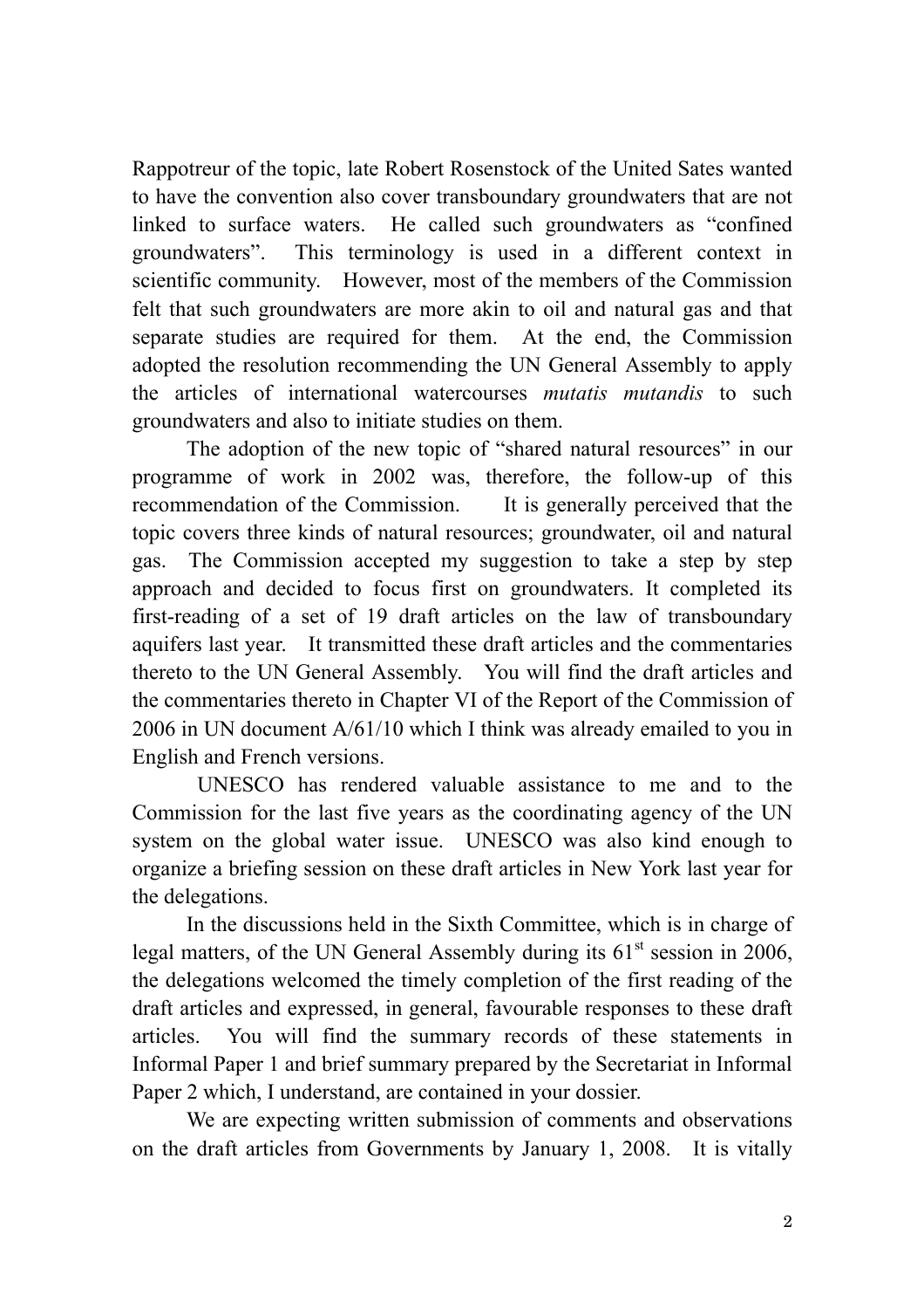Rappotreur of the topic, late Robert Rosenstock of the United Sates wanted to have the convention also cover transboundary groundwaters that are not linked to surface waters. He called such groundwaters as “confined groundwaters”. This terminology is used in a different context in scientific community. However, most of the members of the Commission felt that such groundwaters are more akin to oil and natural gas and that separate studies are required for them. At the end, the Commission adopted the resolution recommending the UN General Assembly to apply the articles of international watercourses *mutatis mutandis* to such groundwaters and also to initiate studies on them.

The adoption of the new topic of “shared natural resources” in our programme of work in 2002 was, therefore, the follow-up of this recommendation of the Commission. It is generally perceived that the topic covers three kinds of natural resources; groundwater, oil and natural gas. The Commission accepted my suggestion to take a step by step approach and decided to focus first on groundwaters. It completed its first-reading of a set of 19 draft articles on the law of transboundary aquifers last year. It transmitted these draft articles and the commentaries thereto to the UN General Assembly. You will find the draft articles and the commentaries thereto in Chapter VI of the Report of the Commission of 2006 in UN document A/61/10 which I think was already emailed to you in English and French versions.

UNESCO has rendered valuable assistance to me and to the Commission for the last five years as the coordinating agency of the UN system on the global water issue. UNESCO was also kind enough to organize a briefing session on these draft articles in New York last year for the delegations.

In the discussions held in the Sixth Committee, which is in charge of legal matters, of the UN General Assembly during its 61st session in 2006, the delegations welcomed the timely completion of the first reading of the draft articles and expressed, in general, favourable responses to these draft articles. You will find the summary records of these statements in Informal Paper 1 and brief summary prepared by the Secretariat in Informal Paper 2 which, I understand, are contained in your dossier.

We are expecting written submission of comments and observations on the draft articles from Governments by January 1, 2008. It is vitally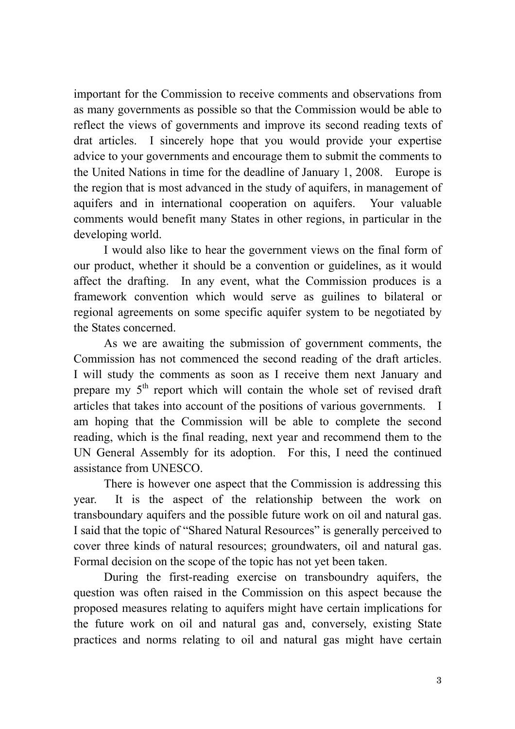important for the Commission to receive comments and observations from as many governments as possible so that the Commission would be able to reflect the views of governments and improve its second reading texts of drat articles. I sincerely hope that you would provide your expertise advice to your governments and encourage them to submit the comments to the United Nations in time for the deadline of January 1, 2008. Europe is the region that is most advanced in the study of aquifers, in management of aquifers and in international cooperation on aquifers. Your valuable comments would benefit many States in other regions, in particular in the developing world.

I would also like to hear the government views on the final form of our product, whether it should be a convention or guidelines, as it would affect the drafting. In any event, what the Commission produces is a framework convention which would serve as guilines to bilateral or regional agreements on some specific aquifer system to be negotiated by the States concerned.

As we are awaiting the submission of government comments, the Commission has not commenced the second reading of the draft articles. I will study the comments as soon as I receive them next January and prepare my 5th report which will contain the whole set of revised draft articles that takes into account of the positions of various governments. I am hoping that the Commission will be able to complete the second reading, which is the final reading, next year and recommend them to the UN General Assembly for its adoption. For this, I need the continued assistance from UNESCO.

There is however one aspect that the Commission is addressing this year. It is the aspect of the relationship between the work on transboundary aquifers and the possible future work on oil and natural gas. I said that the topic of "Shared Natural Resources" is generally perceived to cover three kinds of natural resources; groundwaters, oil and natural gas. Formal decision on the scope of the topic has not yet been taken.

During the first-reading exercise on transboundry aquifers, the question was often raised in the Commission on this aspect because the proposed measures relating to aquifers might have certain implications for the future work on oil and natural gas and, conversely, existing State practices and norms relating to oil and natural gas might have certain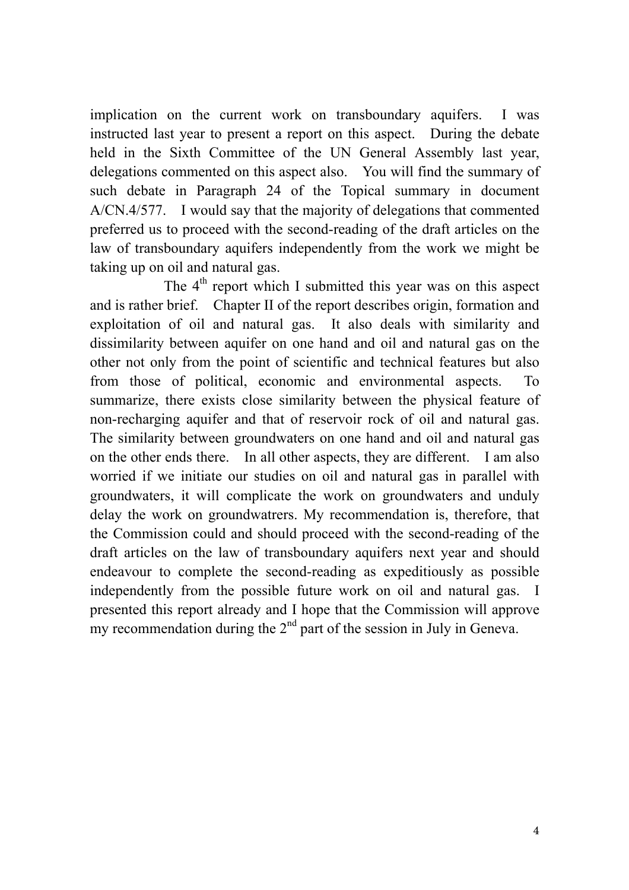implication on the current work on transboundary aquifers. I was instructed last year to present a report on this aspect. During the debate held in the Sixth Committee of the UN General Assembly last year, delegations commented on this aspect also. You will find the summary of such debate in Paragraph 24 of the Topical summary in document A/CN.4/577. I would say that the majority of delegations that commented preferred us to proceed with the second-reading of the draft articles on the law of transboundary aquifers independently from the work we might be taking up on oil and natural gas.

The 4th report which I submitted this year was on this aspect and is rather brief. Chapter II of the report describes origin, formation and exploitation of oil and natural gas. It also deals with similarity and dissimilarity between aquifer on one hand and oil and natural gas on the other not only from the point of scientific and technical features but also from those of political, economic and environmental aspects. To summarize, there exists close similarity between the physical feature of non-recharging aquifer and that of reservoir rock of oil and natural gas. The similarity between groundwaters on one hand and oil and natural gas on the other ends there. In all other aspects, they are different. I am also worried if we initiate our studies on oil and natural gas in parallel with groundwaters, it will complicate the work on groundwaters and unduly delay the work on groundwatrers. My recommendation is, therefore, that the Commission could and should proceed with the second-reading of the draft articles on the law of transboundary aquifers next year and should endeavour to complete the second-reading as expeditiously as possible independently from the possible future work on oil and natural gas. I presented this report already and I hope that the Commission will approve my recommendation during the 2nd part of the session in July in Geneva.